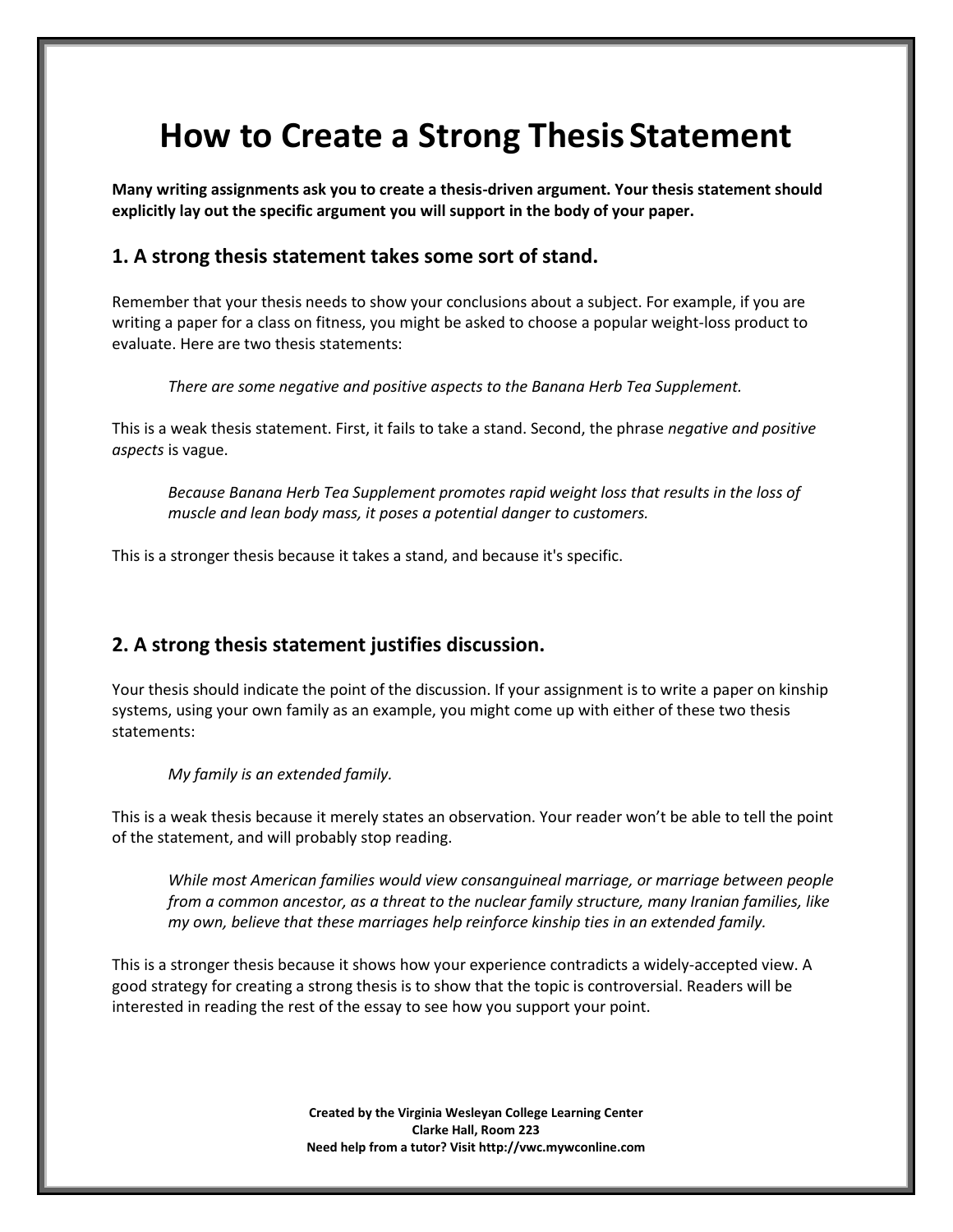# How to Create a Strong Thesis Statement

**Many writing assignments ask you to create a thesis-driven argument. Your thesis statement should explicitly lay out the specific argument you will support in the body of your paper.**

## 1. A strong thesis statement takes some sort of stand.

Remember that your thesis needs to show your conclusions about a subject. For example, if you are writing a paper for a class on fitness, you might be asked to choose a popular weight-loss product to evaluate. Here are two thesis statements:

> *There are some negative and positive aspects to the Banana Herb Tea Supplement.*

This is a weak thesis statement. First, it fails to take a stand. Second, the phrase *negative and positive aspects* is vague.

> *Because Banana Herb Tea Supplement promotes rapid weight loss that results in the loss of muscle and lean body mass, it poses a potential danger to customers.*

This is a stronger thesis because it takes a stand, and because it's specific.

## 2. A strong thesis statement justifies discussion.

Your thesis should indicate the point of the discussion. If your assignment is to write a paper on kinship systems, using your own family as an example, you might come up with either of these two thesis statements:

> *My family is an extended family.*

This is a weak thesis because it merely states an observation. Your reader won't be able to tell the point of the statement, and will probably stop reading.

> *While most American families would view consanguineal marriage, or marriage between people from a common ancestor, as a threat to the nuclear family structure, many Iranian families, like my own, believe that these marriages help reinforce kinship ties in an extended family.*

This is a stronger thesis because it shows how your experience contradicts a widely-accepted view. A good strategy for creating a strong thesis is to show that the topic is controversial. Readers will be interested in reading the rest of the essay to see how you support your point.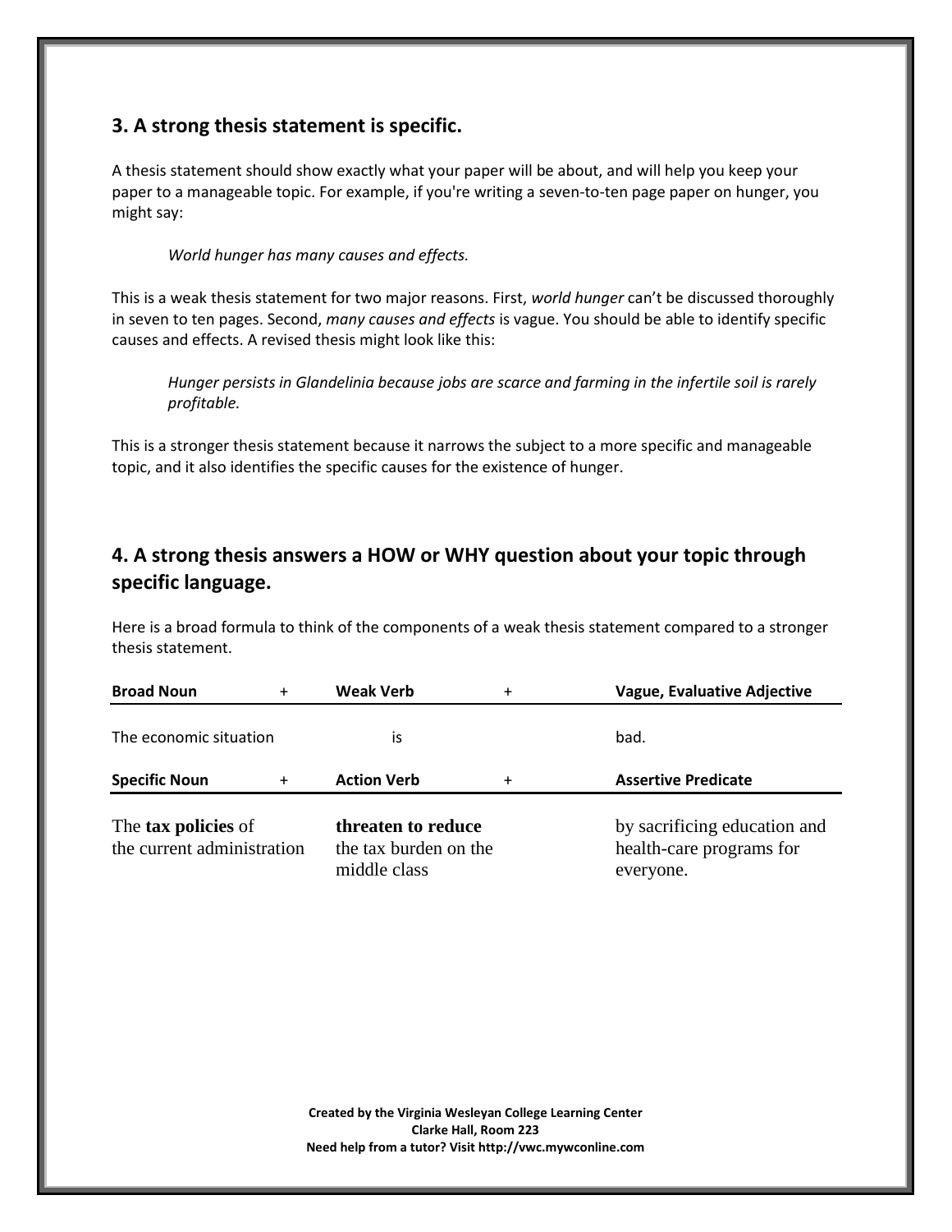## 3. A strong thesis statement is specific.

A thesis statement should show exactly what your paper will be about, and will help you keep your paper to a manageable topic. For example, if you're writing a seven-to-ten page paper on hunger, you might say:

> *World hunger has many causes and effects.*

This is a weak thesis statement for two major reasons. First, *world hunger* can't be discussed thoroughly in seven to ten pages. Second, *many causes and effects* is vague. You should be able to identify specific causes and effects. A revised thesis might look like this:

> *Hunger persists in Glandelinia because jobs are scarce and farming in the infertile soil is rarely profitable.*

This is a stronger thesis statement because it narrows the subject to a more specific and manageable topic, and it also identifies the specific causes for the existence of hunger.

## 4. A strong thesis answers a HOW or WHY question about your topic through specific language.

Here is a broad formula to think of the components of a weak thesis statement compared to a stronger thesis statement.

| **Broad Noun** | + | **Weak Verb** | + | **Vague, Evaluative Adjective** |
|---|---|---|---|---|
| The economic situation | | is | | bad. |
| **Specific Noun** | + | **Action Verb** | + | **Assertive Predicate** |
| The **tax policies** of the current administration | | **threaten to reduce** the tax burden on the middle class | | by sacrificing education and health-care programs for everyone. |

**Created by the Virginia Wesleyan College Learning Center**
**Clarke Hall, Room 223**
**Need help from a tutor? Visit http://vwc.mywconline.com**